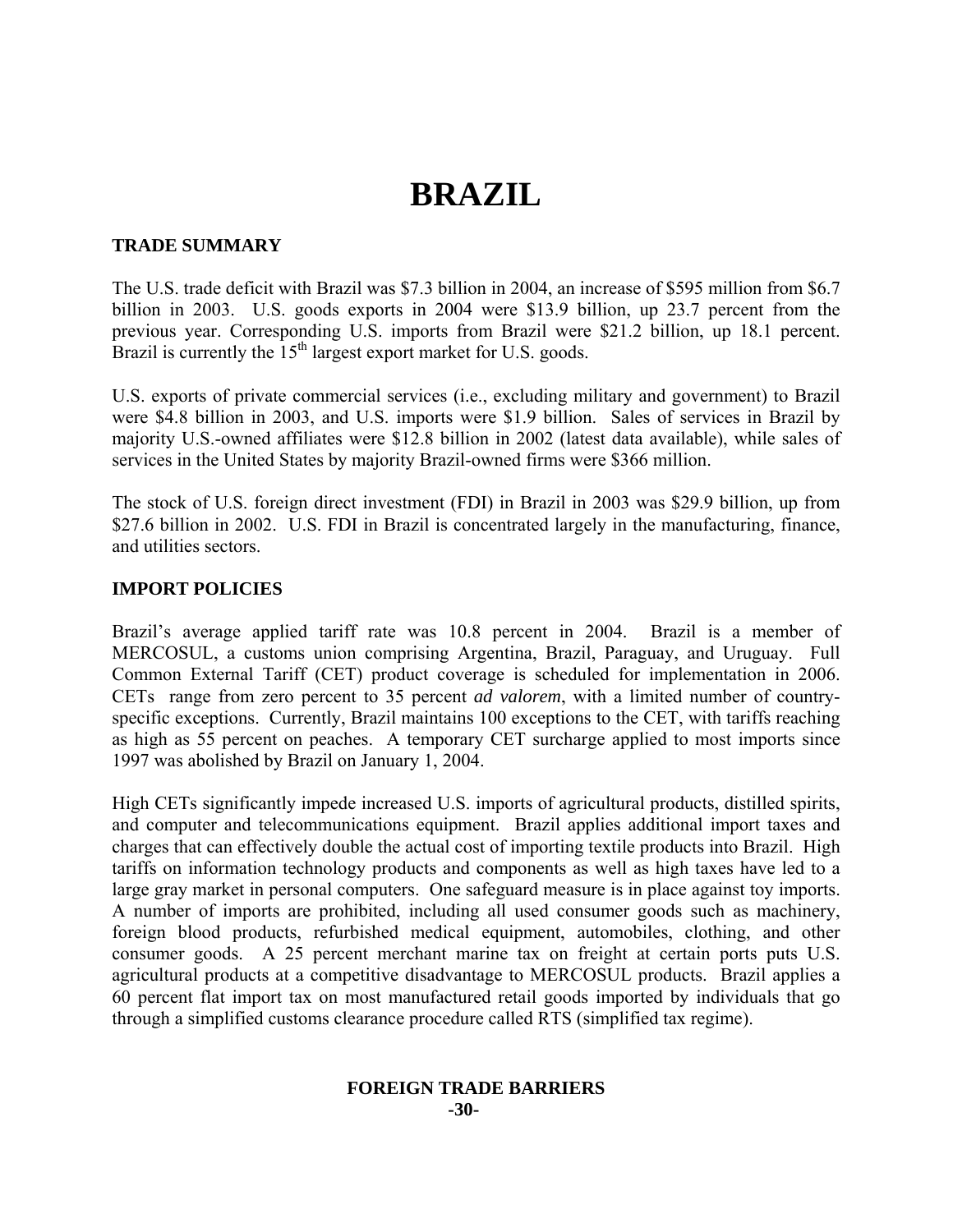# BRAZIL

## TRADE SUMMARY

The U.S. trade deficit with Brazil was $7.3 billion in 2004, an increase of $595 million from $6.7 billion in 2003. U.S. goods exports in 2004 were $13.9 billion, up 23.7 percent from the previous year. Corresponding U.S. imports from Brazil were $21.2 billion, up 18.1 percent. Brazil is currently the 15th largest export market for U.S. goods.

U.S. exports of private commercial services (i.e., excluding military and government) to Brazil were $4.8 billion in 2003, and U.S. imports were $1.9 billion. Sales of services in Brazil by majority U.S.-owned affiliates were $12.8 billion in 2002 (latest data available), while sales of services in the United States by majority Brazil-owned firms were $366 million.

The stock of U.S. foreign direct investment (FDI) in Brazil in 2003 was $29.9 billion, up from $27.6 billion in 2002. U.S. FDI in Brazil is concentrated largely in the manufacturing, finance, and utilities sectors.

## IMPORT POLICIES

Brazil's average applied tariff rate was 10.8 percent in 2004. Brazil is a member of MERCOSUL, a customs union comprising Argentina, Brazil, Paraguay, and Uruguay. Full Common External Tariff (CET) product coverage is scheduled for implementation in 2006. CETs range from zero percent to 35 percent *ad valorem*, with a limited number of country-specific exceptions. Currently, Brazil maintains 100 exceptions to the CET, with tariffs reaching as high as 55 percent on peaches. A temporary CET surcharge applied to most imports since 1997 was abolished by Brazil on January 1, 2004.

High CETs significantly impede increased U.S. imports of agricultural products, distilled spirits, and computer and telecommunications equipment. Brazil applies additional import taxes and charges that can effectively double the actual cost of importing textile products into Brazil. High tariffs on information technology products and components as well as high taxes have led to a large gray market in personal computers. One safeguard measure is in place against toy imports. A number of imports are prohibited, including all used consumer goods such as machinery, foreign blood products, refurbished medical equipment, automobiles, clothing, and other consumer goods. A 25 percent merchant marine tax on freight at certain ports puts U.S. agricultural products at a competitive disadvantage to MERCOSUL products. Brazil applies a 60 percent flat import tax on most manufactured retail goods imported by individuals that go through a simplified customs clearance procedure called RTS (simplified tax regime).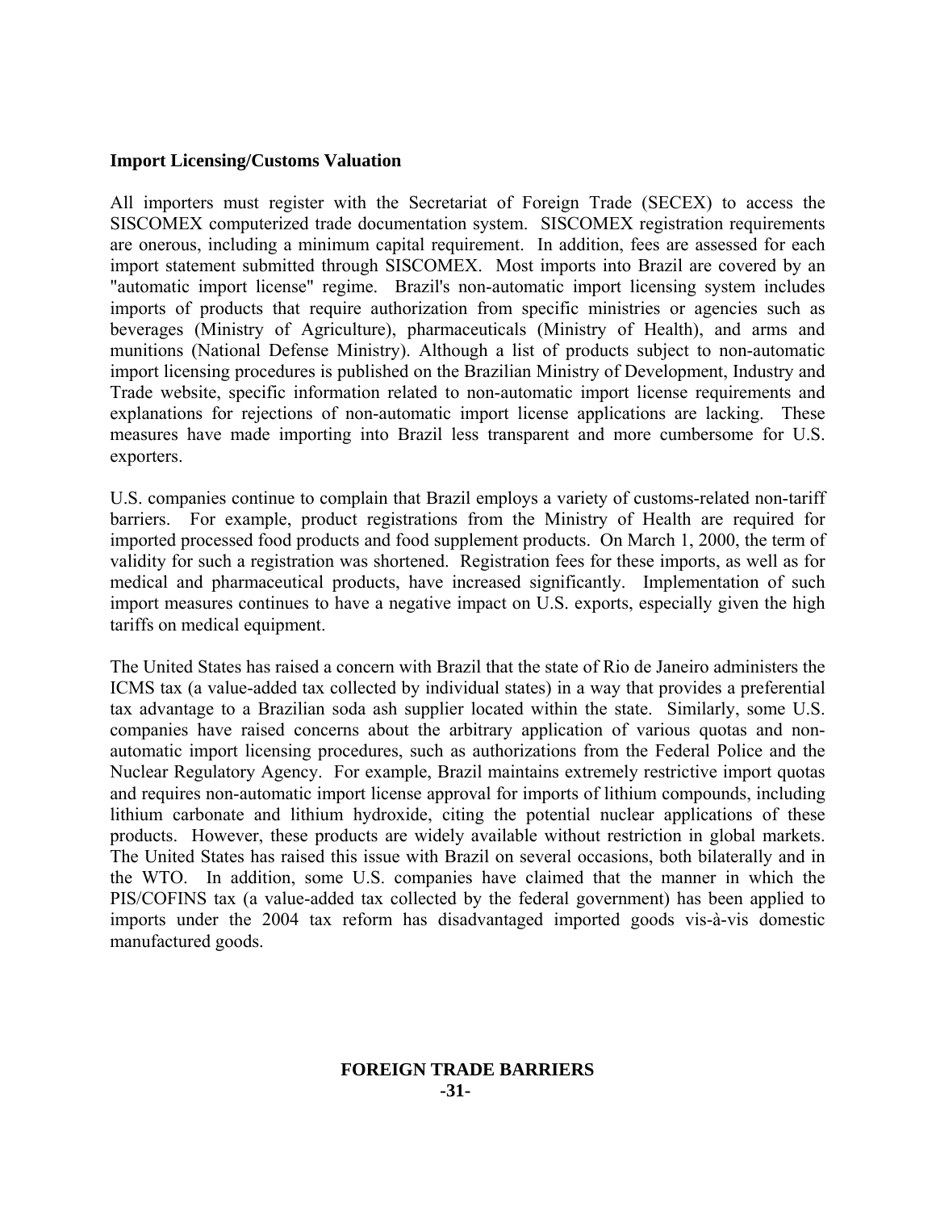**Import Licensing/Customs Valuation**

All importers must register with the Secretariat of Foreign Trade (SECEX) to access the SISCOMEX computerized trade documentation system. SISCOMEX registration requirements are onerous, including a minimum capital requirement. In addition, fees are assessed for each import statement submitted through SISCOMEX. Most imports into Brazil are covered by an "automatic import license" regime. Brazil's non-automatic import licensing system includes imports of products that require authorization from specific ministries or agencies such as beverages (Ministry of Agriculture), pharmaceuticals (Ministry of Health), and arms and munitions (National Defense Ministry). Although a list of products subject to non-automatic import licensing procedures is published on the Brazilian Ministry of Development, Industry and Trade website, specific information related to non-automatic import license requirements and explanations for rejections of non-automatic import license applications are lacking. These measures have made importing into Brazil less transparent and more cumbersome for U.S. exporters.

U.S. companies continue to complain that Brazil employs a variety of customs-related non-tariff barriers. For example, product registrations from the Ministry of Health are required for imported processed food products and food supplement products. On March 1, 2000, the term of validity for such a registration was shortened. Registration fees for these imports, as well as for medical and pharmaceutical products, have increased significantly. Implementation of such import measures continues to have a negative impact on U.S. exports, especially given the high tariffs on medical equipment.

The United States has raised a concern with Brazil that the state of Rio de Janeiro administers the ICMS tax (a value-added tax collected by individual states) in a way that provides a preferential tax advantage to a Brazilian soda ash supplier located within the state. Similarly, some U.S. companies have raised concerns about the arbitrary application of various quotas and non-automatic import licensing procedures, such as authorizations from the Federal Police and the Nuclear Regulatory Agency. For example, Brazil maintains extremely restrictive import quotas and requires non-automatic import license approval for imports of lithium compounds, including lithium carbonate and lithium hydroxide, citing the potential nuclear applications of these products. However, these products are widely available without restriction in global markets. The United States has raised this issue with Brazil on several occasions, both bilaterally and in the WTO. In addition, some U.S. companies have claimed that the manner in which the PIS/COFINS tax (a value-added tax collected by the federal government) has been applied to imports under the 2004 tax reform has disadvantaged imported goods vis-à-vis domestic manufactured goods.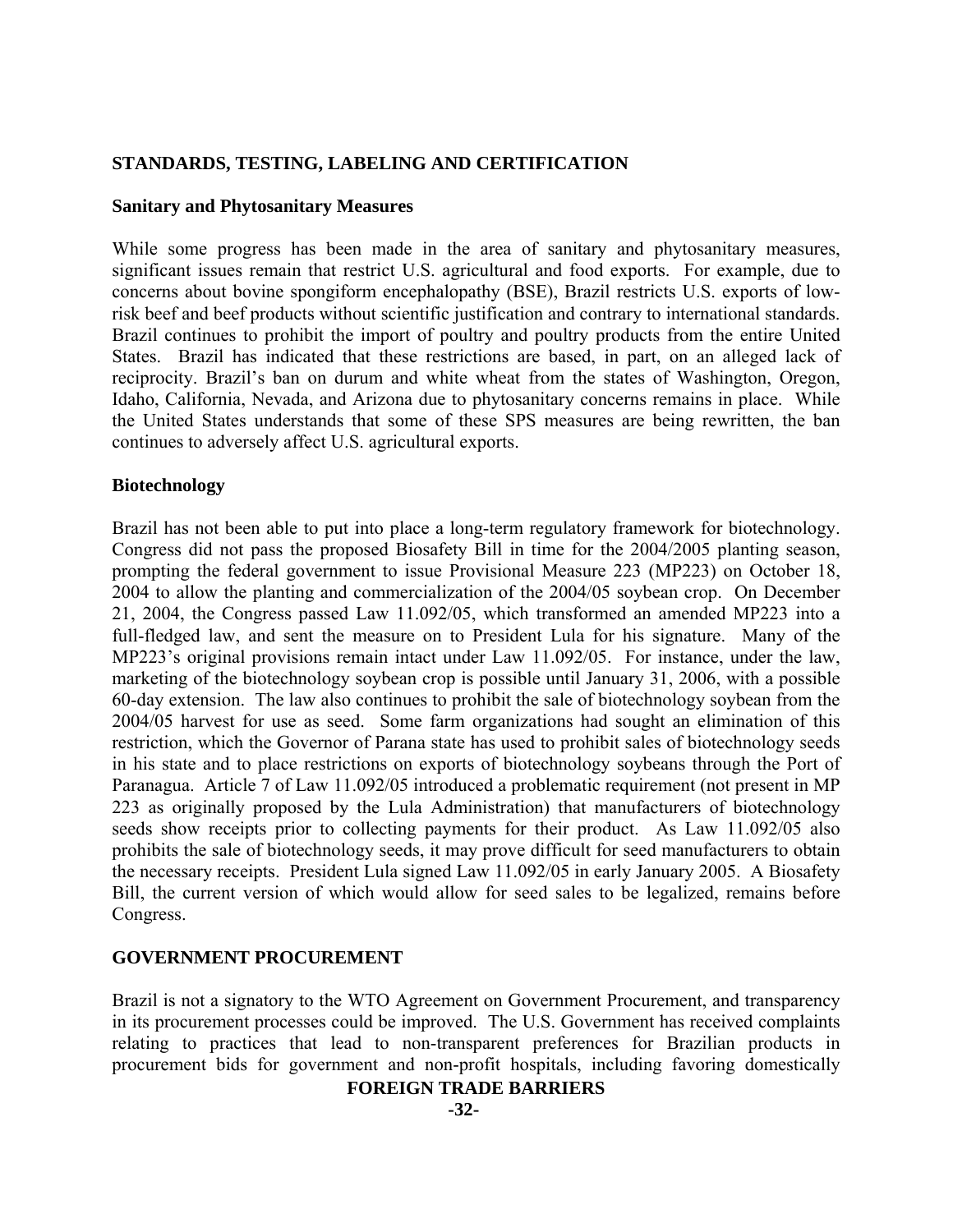## STANDARDS, TESTING, LABELING AND CERTIFICATION

### Sanitary and Phytosanitary Measures

While some progress has been made in the area of sanitary and phytosanitary measures, significant issues remain that restrict U.S. agricultural and food exports. For example, due to concerns about bovine spongiform encephalopathy (BSE), Brazil restricts U.S. exports of low-risk beef and beef products without scientific justification and contrary to international standards. Brazil continues to prohibit the import of poultry and poultry products from the entire United States. Brazil has indicated that these restrictions are based, in part, on an alleged lack of reciprocity. Brazil's ban on durum and white wheat from the states of Washington, Oregon, Idaho, California, Nevada, and Arizona due to phytosanitary concerns remains in place. While the United States understands that some of these SPS measures are being rewritten, the ban continues to adversely affect U.S. agricultural exports.

### Biotechnology

Brazil has not been able to put into place a long-term regulatory framework for biotechnology. Congress did not pass the proposed Biosafety Bill in time for the 2004/2005 planting season, prompting the federal government to issue Provisional Measure 223 (MP223) on October 18, 2004 to allow the planting and commercialization of the 2004/05 soybean crop. On December 21, 2004, the Congress passed Law 11.092/05, which transformed an amended MP223 into a full-fledged law, and sent the measure on to President Lula for his signature. Many of the MP223's original provisions remain intact under Law 11.092/05. For instance, under the law, marketing of the biotechnology soybean crop is possible until January 31, 2006, with a possible 60-day extension. The law also continues to prohibit the sale of biotechnology soybean from the 2004/05 harvest for use as seed. Some farm organizations had sought an elimination of this restriction, which the Governor of Parana state has used to prohibit sales of biotechnology seeds in his state and to place restrictions on exports of biotechnology soybeans through the Port of Paranagua. Article 7 of Law 11.092/05 introduced a problematic requirement (not present in MP 223 as originally proposed by the Lula Administration) that manufacturers of biotechnology seeds show receipts prior to collecting payments for their product. As Law 11.092/05 also prohibits the sale of biotechnology seeds, it may prove difficult for seed manufacturers to obtain the necessary receipts. President Lula signed Law 11.092/05 in early January 2005. A Biosafety Bill, the current version of which would allow for seed sales to be legalized, remains before Congress.

## GOVERNMENT PROCUREMENT

Brazil is not a signatory to the WTO Agreement on Government Procurement, and transparency in its procurement processes could be improved. The U.S. Government has received complaints relating to practices that lead to non-transparent preferences for Brazilian products in procurement bids for government and non-profit hospitals, including favoring domestically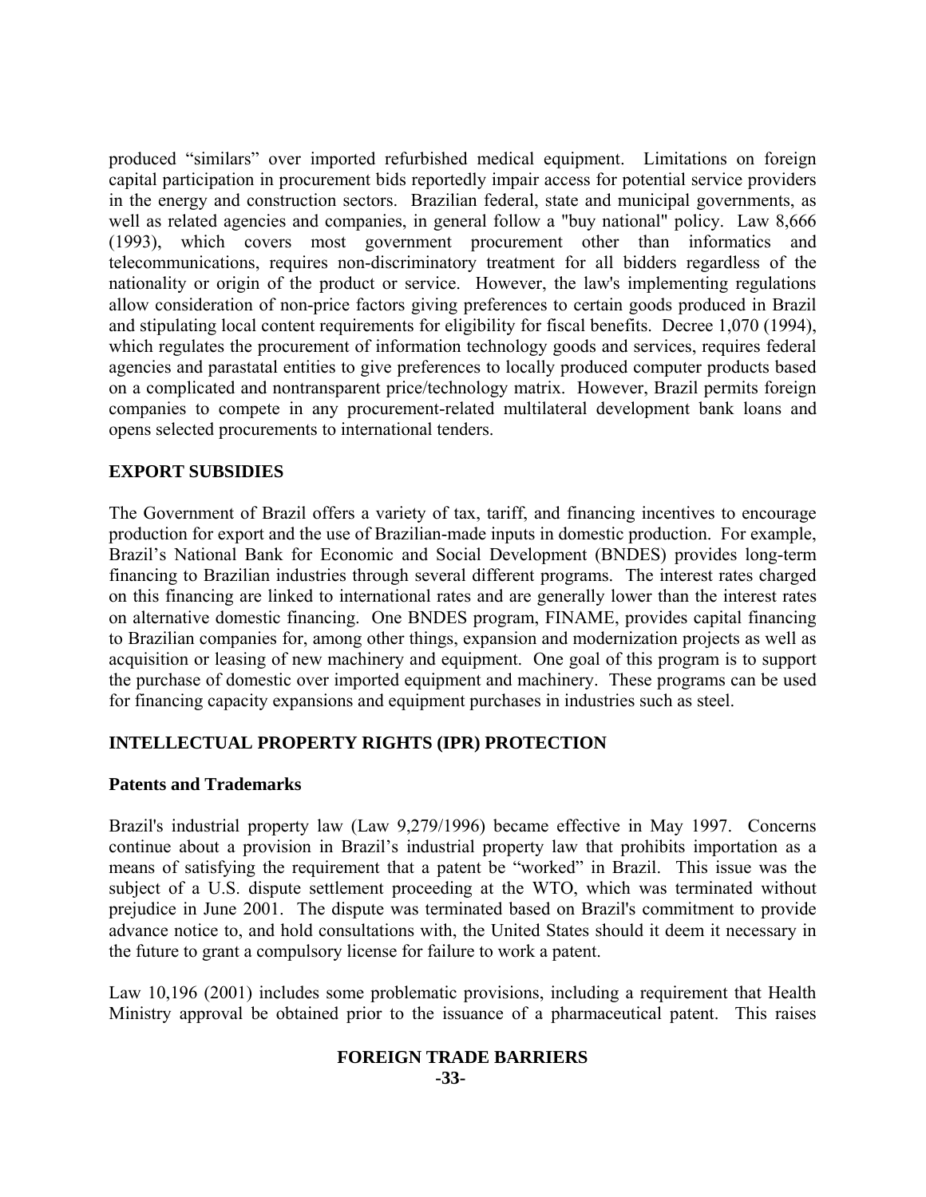produced “similars” over imported refurbished medical equipment. Limitations on foreign capital participation in procurement bids reportedly impair access for potential service providers in the energy and construction sectors. Brazilian federal, state and municipal governments, as well as related agencies and companies, in general follow a "buy national" policy. Law 8,666 (1993), which covers most government procurement other than informatics and telecommunications, requires non-discriminatory treatment for all bidders regardless of the nationality or origin of the product or service. However, the law's implementing regulations allow consideration of non-price factors giving preferences to certain goods produced in Brazil and stipulating local content requirements for eligibility for fiscal benefits. Decree 1,070 (1994), which regulates the procurement of information technology goods and services, requires federal agencies and parastatal entities to give preferences to locally produced computer products based on a complicated and nontransparent price/technology matrix. However, Brazil permits foreign companies to compete in any procurement-related multilateral development bank loans and opens selected procurements to international tenders.

## EXPORT SUBSIDIES

The Government of Brazil offers a variety of tax, tariff, and financing incentives to encourage production for export and the use of Brazilian-made inputs in domestic production. For example, Brazil’s National Bank for Economic and Social Development (BNDES) provides long-term financing to Brazilian industries through several different programs. The interest rates charged on this financing are linked to international rates and are generally lower than the interest rates on alternative domestic financing. One BNDES program, FINAME, provides capital financing to Brazilian companies for, among other things, expansion and modernization projects as well as acquisition or leasing of new machinery and equipment. One goal of this program is to support the purchase of domestic over imported equipment and machinery. These programs can be used for financing capacity expansions and equipment purchases in industries such as steel.

## INTELLECTUAL PROPERTY RIGHTS (IPR) PROTECTION

### Patents and Trademarks

Brazil's industrial property law (Law 9,279/1996) became effective in May 1997. Concerns continue about a provision in Brazil’s industrial property law that prohibits importation as a means of satisfying the requirement that a patent be “worked” in Brazil. This issue was the subject of a U.S. dispute settlement proceeding at the WTO, which was terminated without prejudice in June 2001. The dispute was terminated based on Brazil's commitment to provide advance notice to, and hold consultations with, the United States should it deem it necessary in the future to grant a compulsory license for failure to work a patent.

Law 10,196 (2001) includes some problematic provisions, including a requirement that Health Ministry approval be obtained prior to the issuance of a pharmaceutical patent. This raises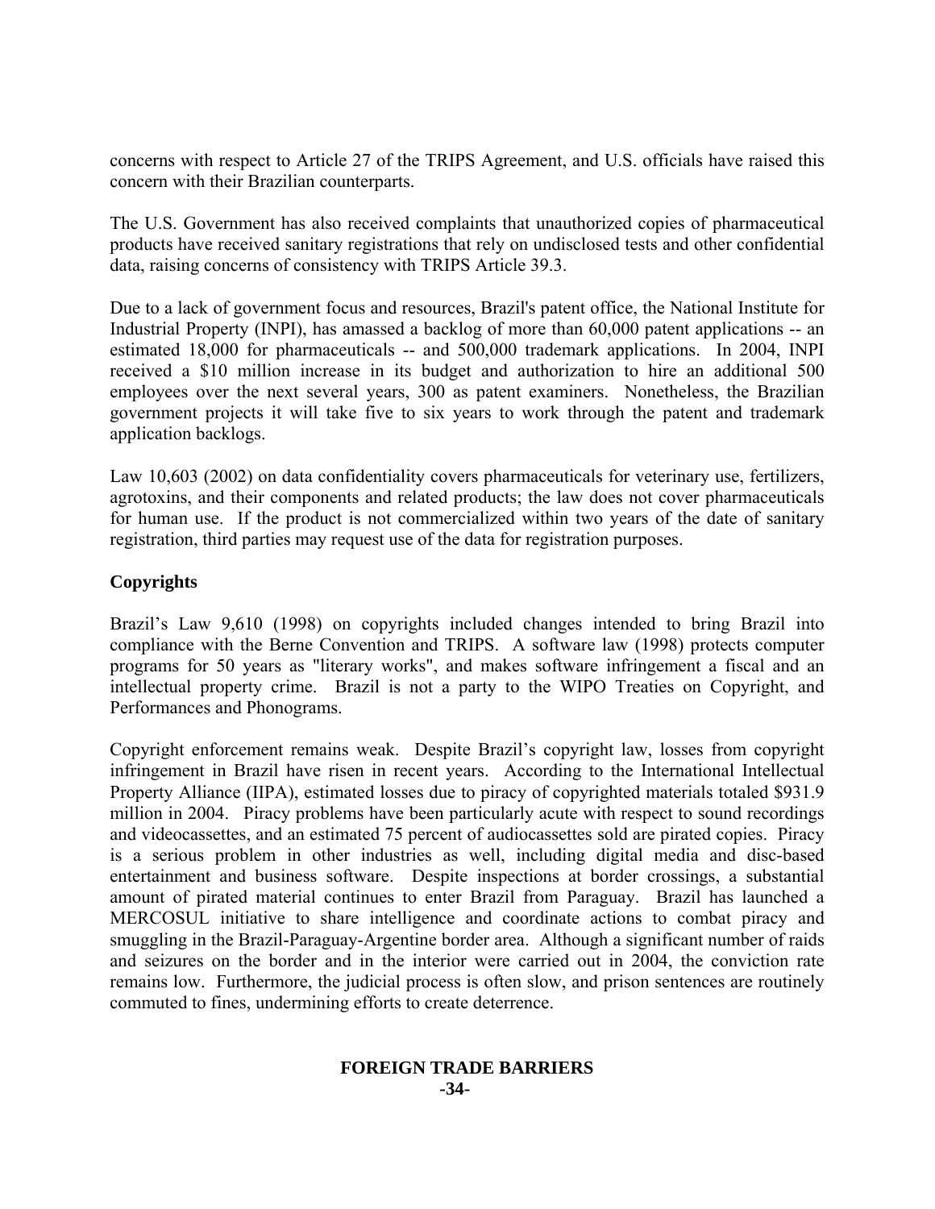concerns with respect to Article 27 of the TRIPS Agreement, and U.S. officials have raised this concern with their Brazilian counterparts.

The U.S. Government has also received complaints that unauthorized copies of pharmaceutical products have received sanitary registrations that rely on undisclosed tests and other confidential data, raising concerns of consistency with TRIPS Article 39.3.

Due to a lack of government focus and resources, Brazil's patent office, the National Institute for Industrial Property (INPI), has amassed a backlog of more than 60,000 patent applications -- an estimated 18,000 for pharmaceuticals -- and 500,000 trademark applications. In 2004, INPI received a $10 million increase in its budget and authorization to hire an additional 500 employees over the next several years, 300 as patent examiners. Nonetheless, the Brazilian government projects it will take five to six years to work through the patent and trademark application backlogs.

Law 10,603 (2002) on data confidentiality covers pharmaceuticals for veterinary use, fertilizers, agrotoxins, and their components and related products; the law does not cover pharmaceuticals for human use. If the product is not commercialized within two years of the date of sanitary registration, third parties may request use of the data for registration purposes.

**Copyrights**

Brazil's Law 9,610 (1998) on copyrights included changes intended to bring Brazil into compliance with the Berne Convention and TRIPS. A software law (1998) protects computer programs for 50 years as "literary works", and makes software infringement a fiscal and an intellectual property crime. Brazil is not a party to the WIPO Treaties on Copyright, and Performances and Phonograms.

Copyright enforcement remains weak. Despite Brazil's copyright law, losses from copyright infringement in Brazil have risen in recent years. According to the International Intellectual Property Alliance (IIPA), estimated losses due to piracy of copyrighted materials totaled $931.9 million in 2004. Piracy problems have been particularly acute with respect to sound recordings and videocassettes, and an estimated 75 percent of audiocassettes sold are pirated copies. Piracy is a serious problem in other industries as well, including digital media and disc-based entertainment and business software. Despite inspections at border crossings, a substantial amount of pirated material continues to enter Brazil from Paraguay. Brazil has launched a MERCOSUL initiative to share intelligence and coordinate actions to combat piracy and smuggling in the Brazil-Paraguay-Argentine border area. Although a significant number of raids and seizures on the border and in the interior were carried out in 2004, the conviction rate remains low. Furthermore, the judicial process is often slow, and prison sentences are routinely commuted to fines, undermining efforts to create deterrence.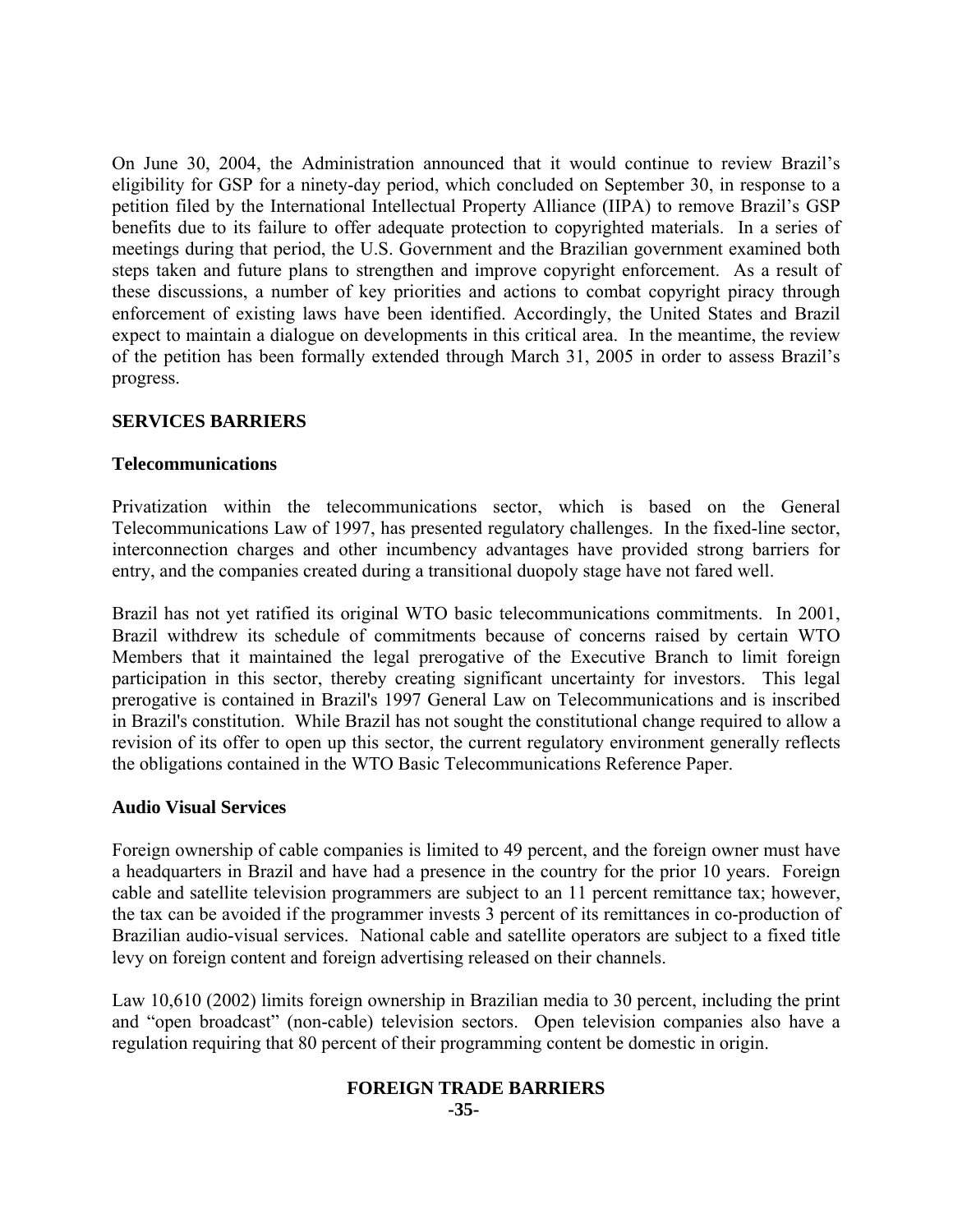On June 30, 2004, the Administration announced that it would continue to review Brazil's eligibility for GSP for a ninety-day period, which concluded on September 30, in response to a petition filed by the International Intellectual Property Alliance (IIPA) to remove Brazil's GSP benefits due to its failure to offer adequate protection to copyrighted materials. In a series of meetings during that period, the U.S. Government and the Brazilian government examined both steps taken and future plans to strengthen and improve copyright enforcement. As a result of these discussions, a number of key priorities and actions to combat copyright piracy through enforcement of existing laws have been identified. Accordingly, the United States and Brazil expect to maintain a dialogue on developments in this critical area. In the meantime, the review of the petition has been formally extended through March 31, 2005 in order to assess Brazil's progress.

## SERVICES BARRIERS

### Telecommunications

Privatization within the telecommunications sector, which is based on the General Telecommunications Law of 1997, has presented regulatory challenges. In the fixed-line sector, interconnection charges and other incumbency advantages have provided strong barriers for entry, and the companies created during a transitional duopoly stage have not fared well.

Brazil has not yet ratified its original WTO basic telecommunications commitments. In 2001, Brazil withdrew its schedule of commitments because of concerns raised by certain WTO Members that it maintained the legal prerogative of the Executive Branch to limit foreign participation in this sector, thereby creating significant uncertainty for investors. This legal prerogative is contained in Brazil's 1997 General Law on Telecommunications and is inscribed in Brazil's constitution. While Brazil has not sought the constitutional change required to allow a revision of its offer to open up this sector, the current regulatory environment generally reflects the obligations contained in the WTO Basic Telecommunications Reference Paper.

### Audio Visual Services

Foreign ownership of cable companies is limited to 49 percent, and the foreign owner must have a headquarters in Brazil and have had a presence in the country for the prior 10 years. Foreign cable and satellite television programmers are subject to an 11 percent remittance tax; however, the tax can be avoided if the programmer invests 3 percent of its remittances in co-production of Brazilian audio-visual services. National cable and satellite operators are subject to a fixed title levy on foreign content and foreign advertising released on their channels.

Law 10,610 (2002) limits foreign ownership in Brazilian media to 30 percent, including the print and "open broadcast" (non-cable) television sectors. Open television companies also have a regulation requiring that 80 percent of their programming content be domestic in origin.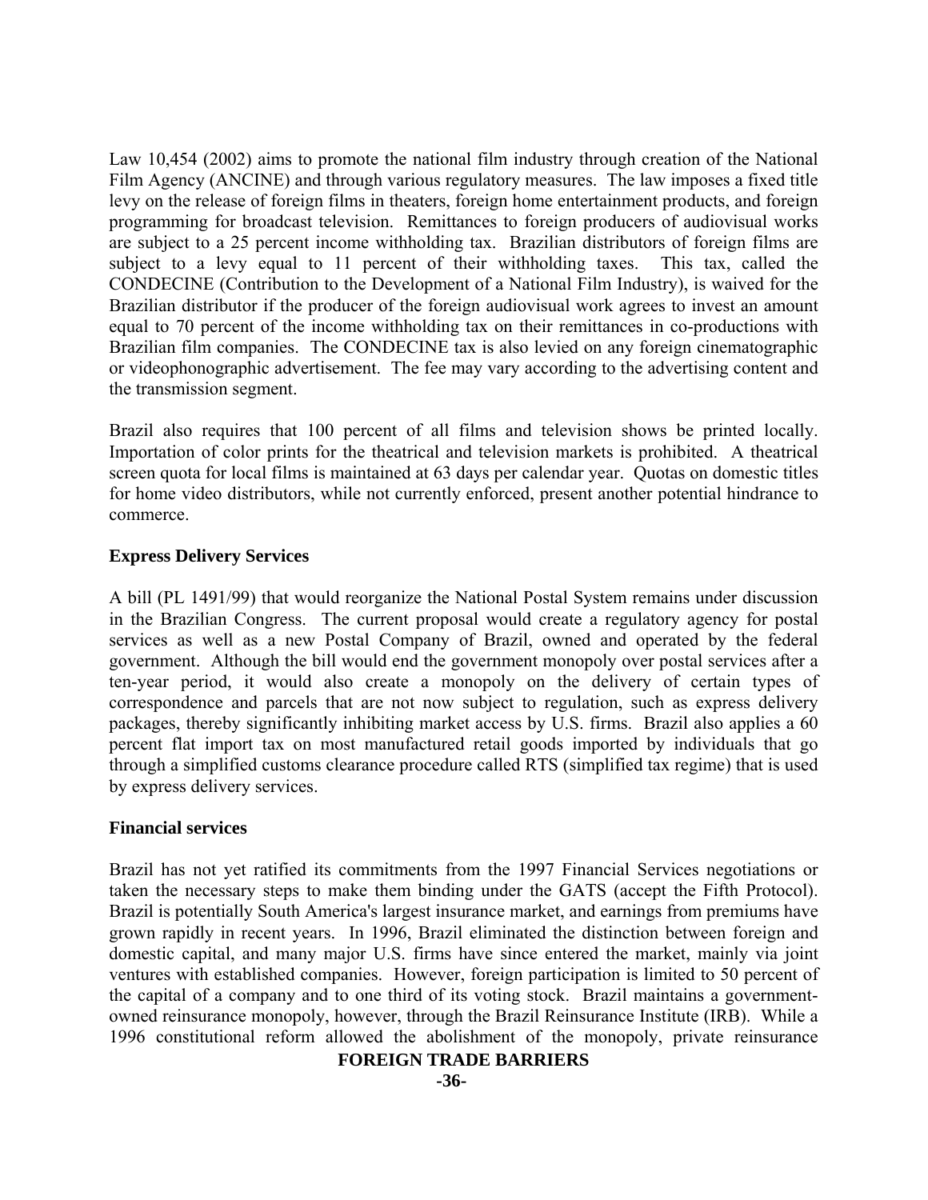Law 10,454 (2002) aims to promote the national film industry through creation of the National Film Agency (ANCINE) and through various regulatory measures. The law imposes a fixed title levy on the release of foreign films in theaters, foreign home entertainment products, and foreign programming for broadcast television. Remittances to foreign producers of audiovisual works are subject to a 25 percent income withholding tax. Brazilian distributors of foreign films are subject to a levy equal to 11 percent of their withholding taxes. This tax, called the CONDECINE (Contribution to the Development of a National Film Industry), is waived for the Brazilian distributor if the producer of the foreign audiovisual work agrees to invest an amount equal to 70 percent of the income withholding tax on their remittances in co-productions with Brazilian film companies. The CONDECINE tax is also levied on any foreign cinematographic or videophonographic advertisement. The fee may vary according to the advertising content and the transmission segment.

Brazil also requires that 100 percent of all films and television shows be printed locally. Importation of color prints for the theatrical and television markets is prohibited. A theatrical screen quota for local films is maintained at 63 days per calendar year. Quotas on domestic titles for home video distributors, while not currently enforced, present another potential hindrance to commerce.

**Express Delivery Services**

A bill (PL 1491/99) that would reorganize the National Postal System remains under discussion in the Brazilian Congress. The current proposal would create a regulatory agency for postal services as well as a new Postal Company of Brazil, owned and operated by the federal government. Although the bill would end the government monopoly over postal services after a ten-year period, it would also create a monopoly on the delivery of certain types of correspondence and parcels that are not now subject to regulation, such as express delivery packages, thereby significantly inhibiting market access by U.S. firms. Brazil also applies a 60 percent flat import tax on most manufactured retail goods imported by individuals that go through a simplified customs clearance procedure called RTS (simplified tax regime) that is used by express delivery services.

**Financial services**

Brazil has not yet ratified its commitments from the 1997 Financial Services negotiations or taken the necessary steps to make them binding under the GATS (accept the Fifth Protocol). Brazil is potentially South America's largest insurance market, and earnings from premiums have grown rapidly in recent years. In 1996, Brazil eliminated the distinction between foreign and domestic capital, and many major U.S. firms have since entered the market, mainly via joint ventures with established companies. However, foreign participation is limited to 50 percent of the capital of a company and to one third of its voting stock. Brazil maintains a government-owned reinsurance monopoly, however, through the Brazil Reinsurance Institute (IRB). While a 1996 constitutional reform allowed the abolishment of the monopoly, private reinsurance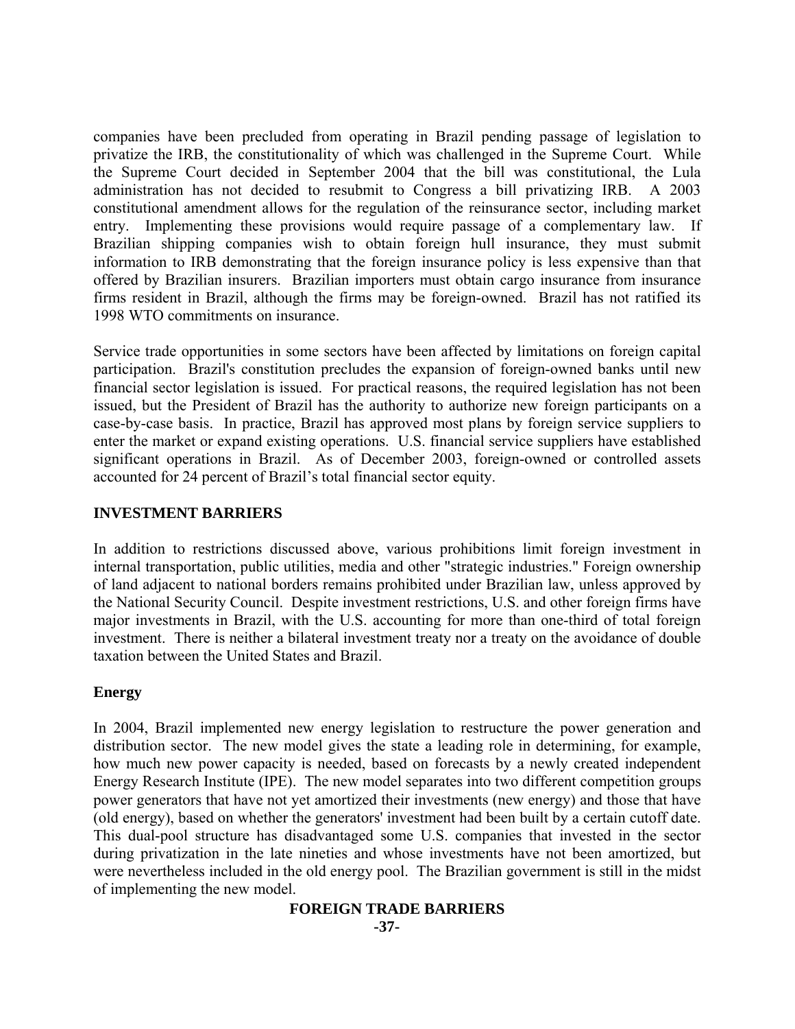companies have been precluded from operating in Brazil pending passage of legislation to privatize the IRB, the constitutionality of which was challenged in the Supreme Court. While the Supreme Court decided in September 2004 that the bill was constitutional, the Lula administration has not decided to resubmit to Congress a bill privatizing IRB. A 2003 constitutional amendment allows for the regulation of the reinsurance sector, including market entry. Implementing these provisions would require passage of a complementary law. If Brazilian shipping companies wish to obtain foreign hull insurance, they must submit information to IRB demonstrating that the foreign insurance policy is less expensive than that offered by Brazilian insurers. Brazilian importers must obtain cargo insurance from insurance firms resident in Brazil, although the firms may be foreign-owned. Brazil has not ratified its 1998 WTO commitments on insurance.

Service trade opportunities in some sectors have been affected by limitations on foreign capital participation. Brazil's constitution precludes the expansion of foreign-owned banks until new financial sector legislation is issued. For practical reasons, the required legislation has not been issued, but the President of Brazil has the authority to authorize new foreign participants on a case-by-case basis. In practice, Brazil has approved most plans by foreign service suppliers to enter the market or expand existing operations. U.S. financial service suppliers have established significant operations in Brazil. As of December 2003, foreign-owned or controlled assets accounted for 24 percent of Brazil's total financial sector equity.

## INVESTMENT BARRIERS

In addition to restrictions discussed above, various prohibitions limit foreign investment in internal transportation, public utilities, media and other "strategic industries." Foreign ownership of land adjacent to national borders remains prohibited under Brazilian law, unless approved by the National Security Council. Despite investment restrictions, U.S. and other foreign firms have major investments in Brazil, with the U.S. accounting for more than one-third of total foreign investment. There is neither a bilateral investment treaty nor a treaty on the avoidance of double taxation between the United States and Brazil.

### Energy

In 2004, Brazil implemented new energy legislation to restructure the power generation and distribution sector. The new model gives the state a leading role in determining, for example, how much new power capacity is needed, based on forecasts by a newly created independent Energy Research Institute (IPE). The new model separates into two different competition groups power generators that have not yet amortized their investments (new energy) and those that have (old energy), based on whether the generators' investment had been built by a certain cutoff date. This dual-pool structure has disadvantaged some U.S. companies that invested in the sector during privatization in the late nineties and whose investments have not been amortized, but were nevertheless included in the old energy pool. The Brazilian government is still in the midst of implementing the new model.